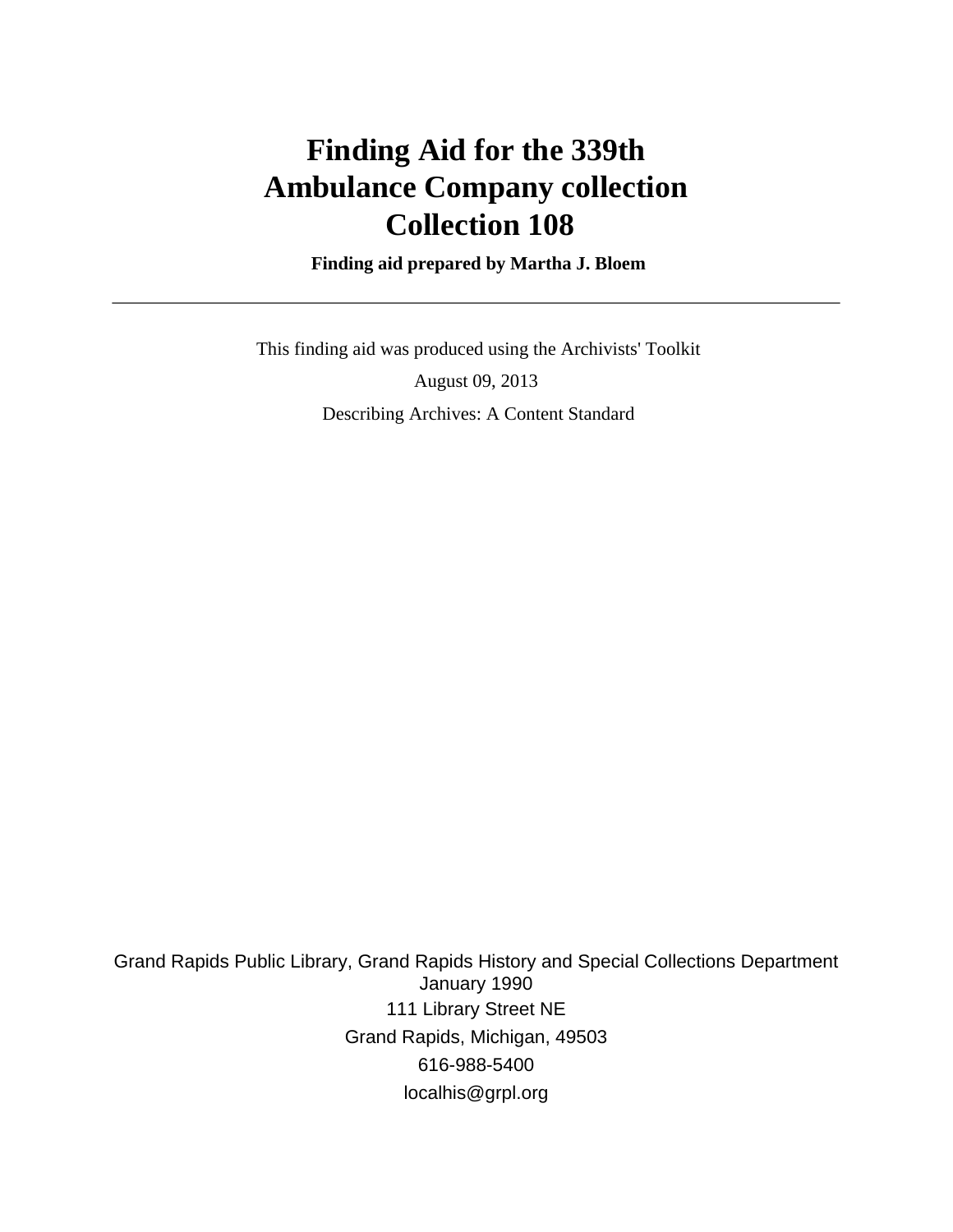# Finding Aid for the 339th Ambulance Company collection Collection 108

**Finding aid prepared by Martha J. Bloem**

---

This finding aid was produced using the Archivists' Toolkit

August 09, 2013

Describing Archives: A Content Standard

Grand Rapids Public Library, Grand Rapids History and Special Collections Department
January 1990
111 Library Street NE
Grand Rapids, Michigan, 49503
616-988-5400
localhis@grpl.org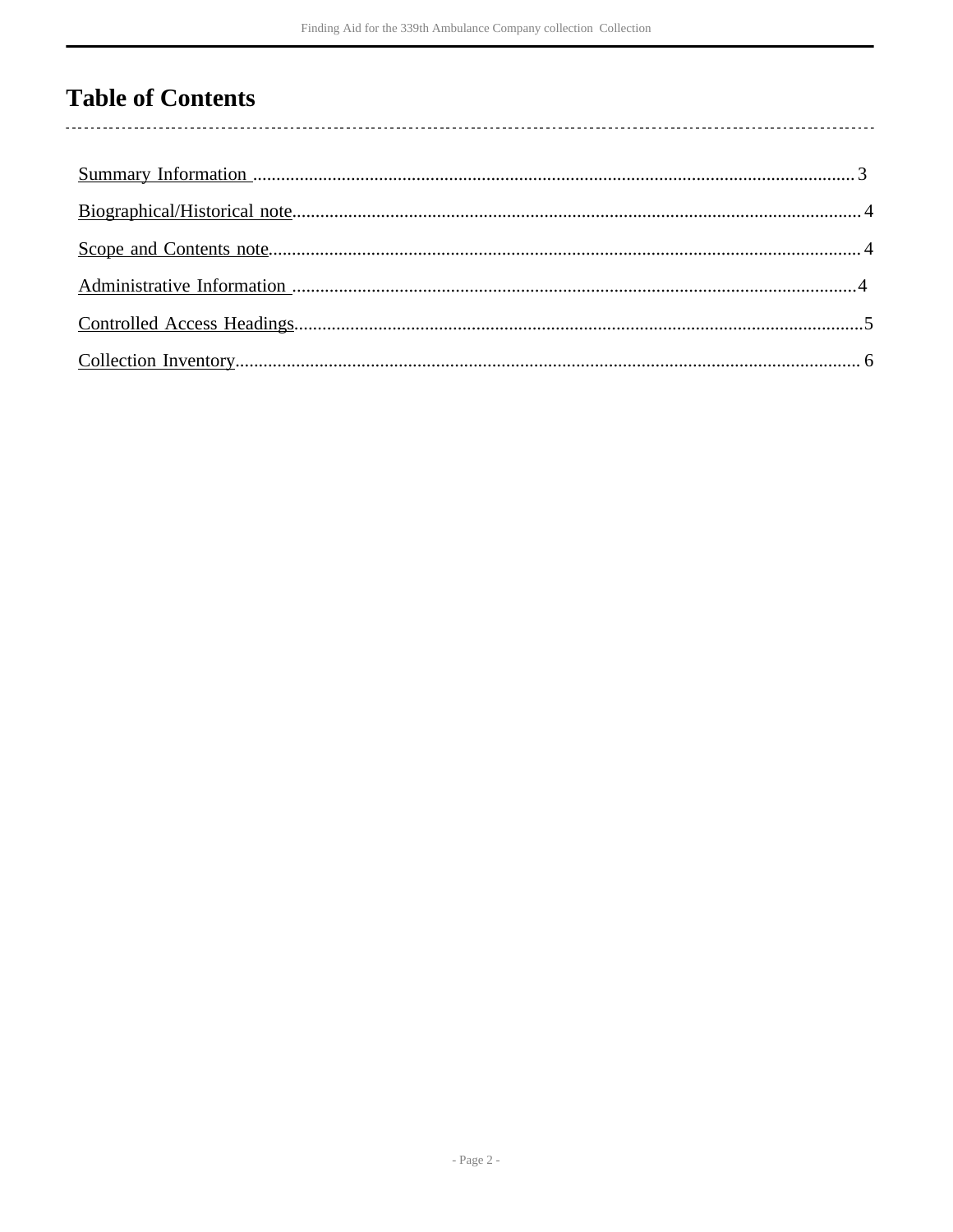# Table of Contents

Summary Information ..................................................................................................................................3

Biographical/Historical note..........................................................................................................................4

Scope and Contents note...............................................................................................................................4

Administrative Information ..........................................................................................................................4

Controlled Access Headings..........................................................................................................................5

Collection Inventory...................................................................................................................................... 6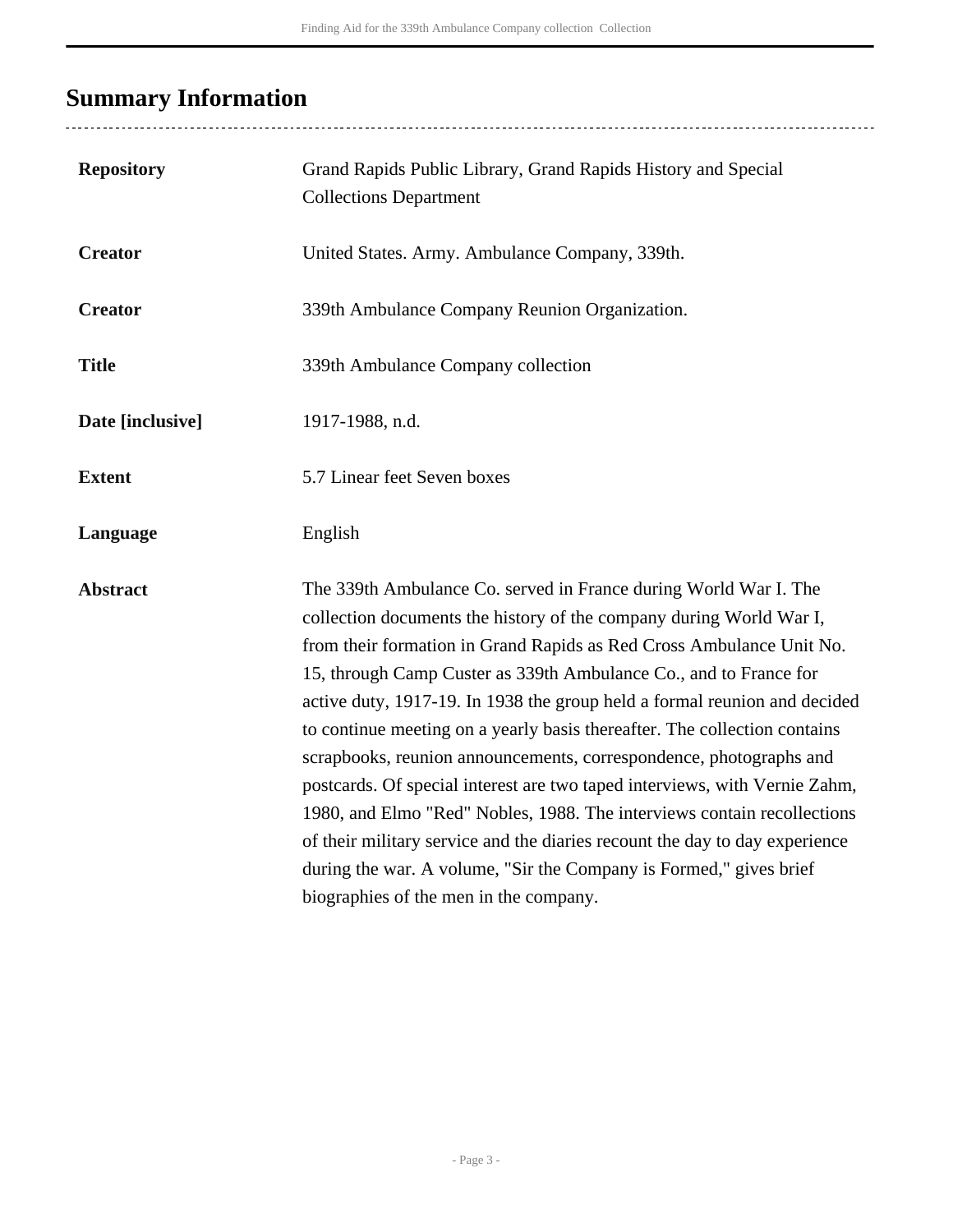## Summary Information

| | |
|---|---|
| **Repository** | Grand Rapids Public Library, Grand Rapids History and Special Collections Department |
| **Creator** | United States. Army. Ambulance Company, 339th. |
| **Creator** | 339th Ambulance Company Reunion Organization. |
| **Title** | 339th Ambulance Company collection |
| **Date [inclusive]** | 1917-1988, n.d. |
| **Extent** | 5.7 Linear feet Seven boxes |
| **Language** | English |
| **Abstract** | The 339th Ambulance Co. served in France during World War I. The collection documents the history of the company during World War I, from their formation in Grand Rapids as Red Cross Ambulance Unit No. 15, through Camp Custer as 339th Ambulance Co., and to France for active duty, 1917-19. In 1938 the group held a formal reunion and decided to continue meeting on a yearly basis thereafter. The collection contains scrapbooks, reunion announcements, correspondence, photographs and postcards. Of special interest are two taped interviews, with Vernie Zahm, 1980, and Elmo "Red" Nobles, 1988. The interviews contain recollections of their military service and the diaries recount the day to day experience during the war. A volume, "Sir the Company is Formed," gives brief biographies of the men in the company. |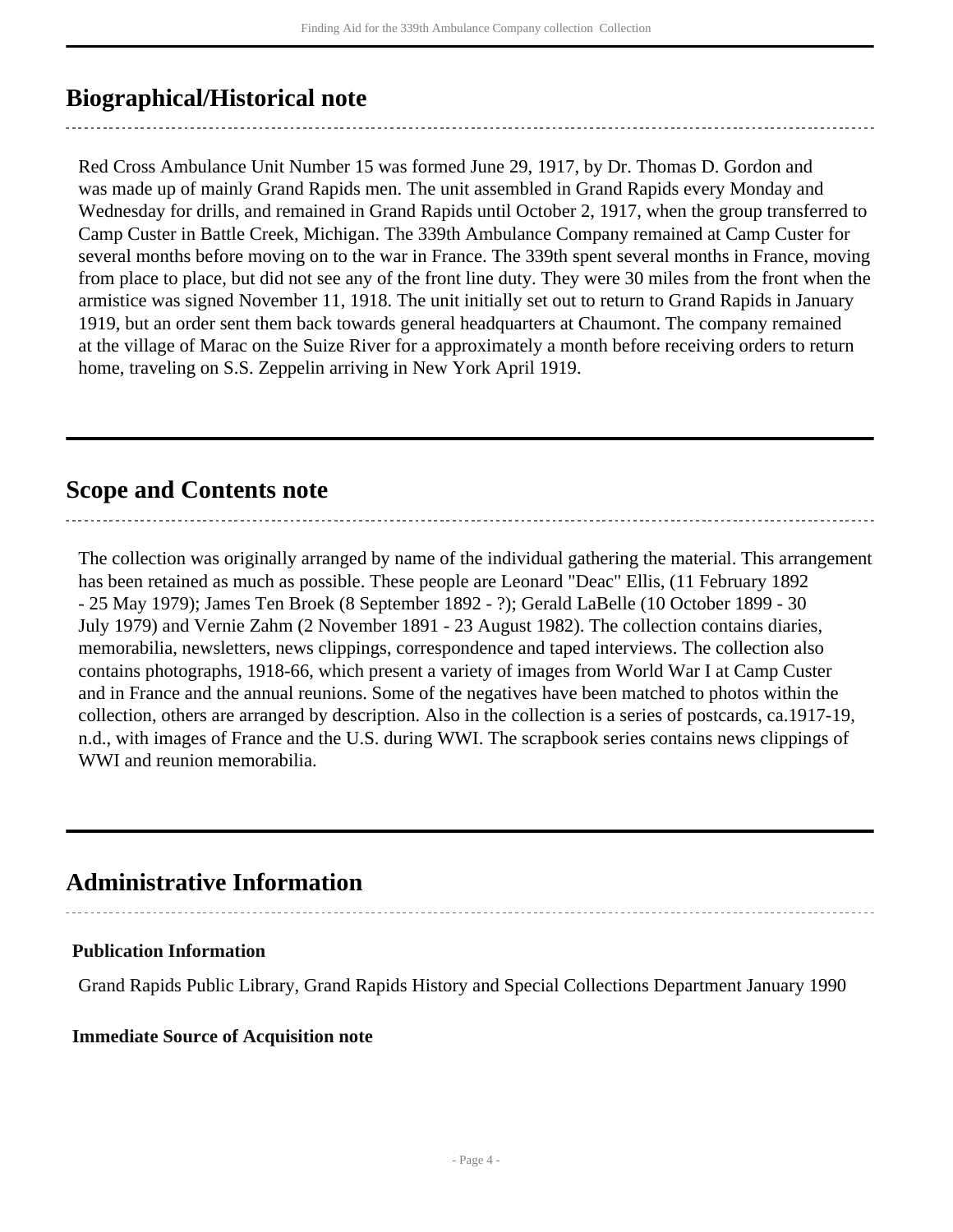## Biographical/Historical note

Red Cross Ambulance Unit Number 15 was formed June 29, 1917, by Dr. Thomas D. Gordon and was made up of mainly Grand Rapids men. The unit assembled in Grand Rapids every Monday and Wednesday for drills, and remained in Grand Rapids until October 2, 1917, when the group transferred to Camp Custer in Battle Creek, Michigan. The 339th Ambulance Company remained at Camp Custer for several months before moving on to the war in France. The 339th spent several months in France, moving from place to place, but did not see any of the front line duty. They were 30 miles from the front when the armistice was signed November 11, 1918. The unit initially set out to return to Grand Rapids in January 1919, but an order sent them back towards general headquarters at Chaumont. The company remained at the village of Marac on the Suize River for a approximately a month before receiving orders to return home, traveling on S.S. Zeppelin arriving in New York April 1919.

## Scope and Contents note

The collection was originally arranged by name of the individual gathering the material. This arrangement has been retained as much as possible. These people are Leonard "Deac" Ellis, (11 February 1892 - 25 May 1979); James Ten Broek (8 September 1892 - ?); Gerald LaBelle (10 October 1899 - 30 July 1979) and Vernie Zahm (2 November 1891 - 23 August 1982). The collection contains diaries, memorabilia, newsletters, news clippings, correspondence and taped interviews. The collection also contains photographs, 1918-66, which present a variety of images from World War I at Camp Custer and in France and the annual reunions. Some of the negatives have been matched to photos within the collection, others are arranged by description. Also in the collection is a series of postcards, ca.1917-19, n.d., with images of France and the U.S. during WWI. The scrapbook series contains news clippings of WWI and reunion memorabilia.

## Administrative Information

### Publication Information

Grand Rapids Public Library, Grand Rapids History and Special Collections Department January 1990

### Immediate Source of Acquisition note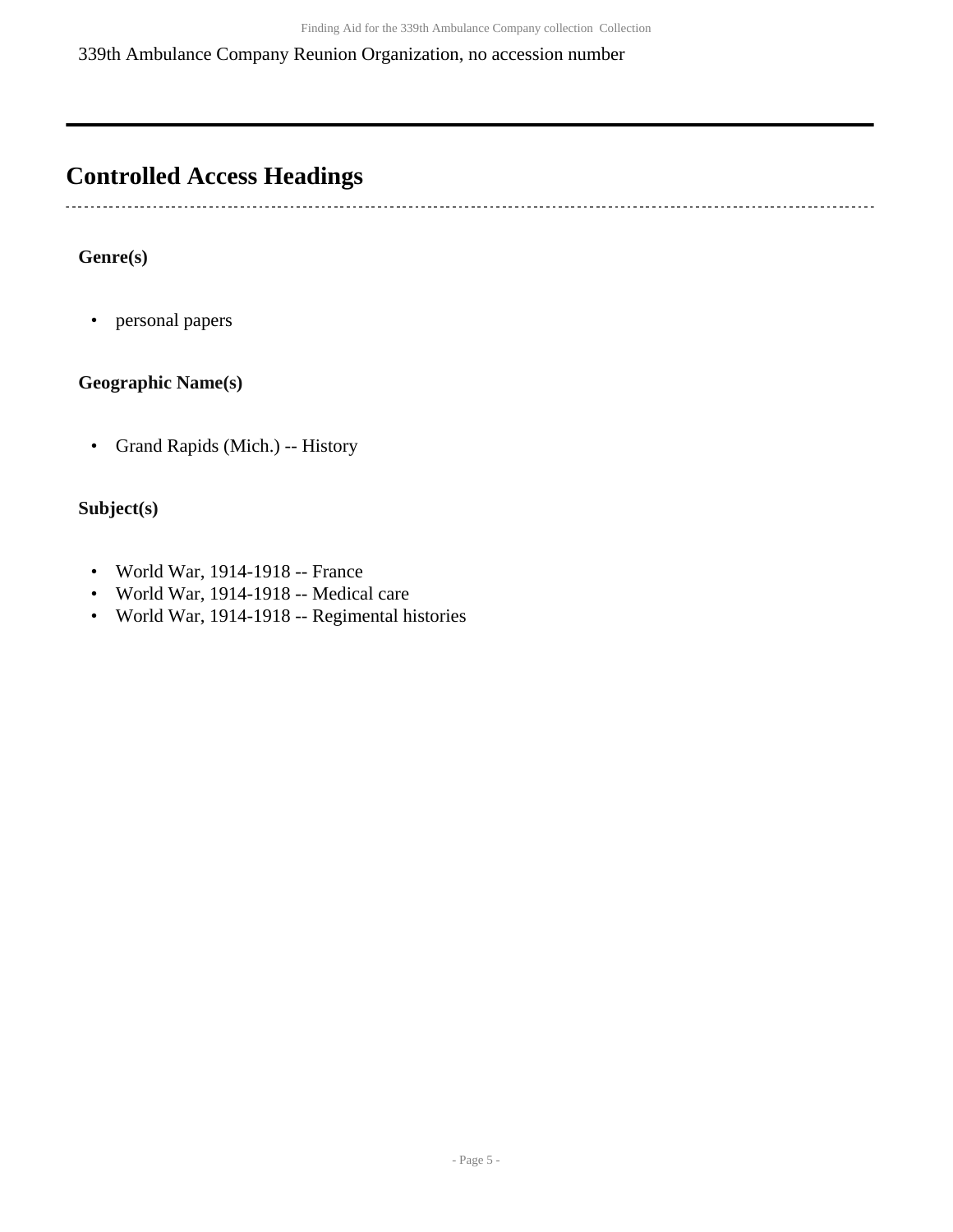339th Ambulance Company Reunion Organization, no accession number

---

## Controlled Access Headings

### Genre(s)

- personal papers

### Geographic Name(s)

- Grand Rapids (Mich.) -- History

### Subject(s)

- World War, 1914-1918 -- France
- World War, 1914-1918 -- Medical care
- World War, 1914-1918 -- Regimental histories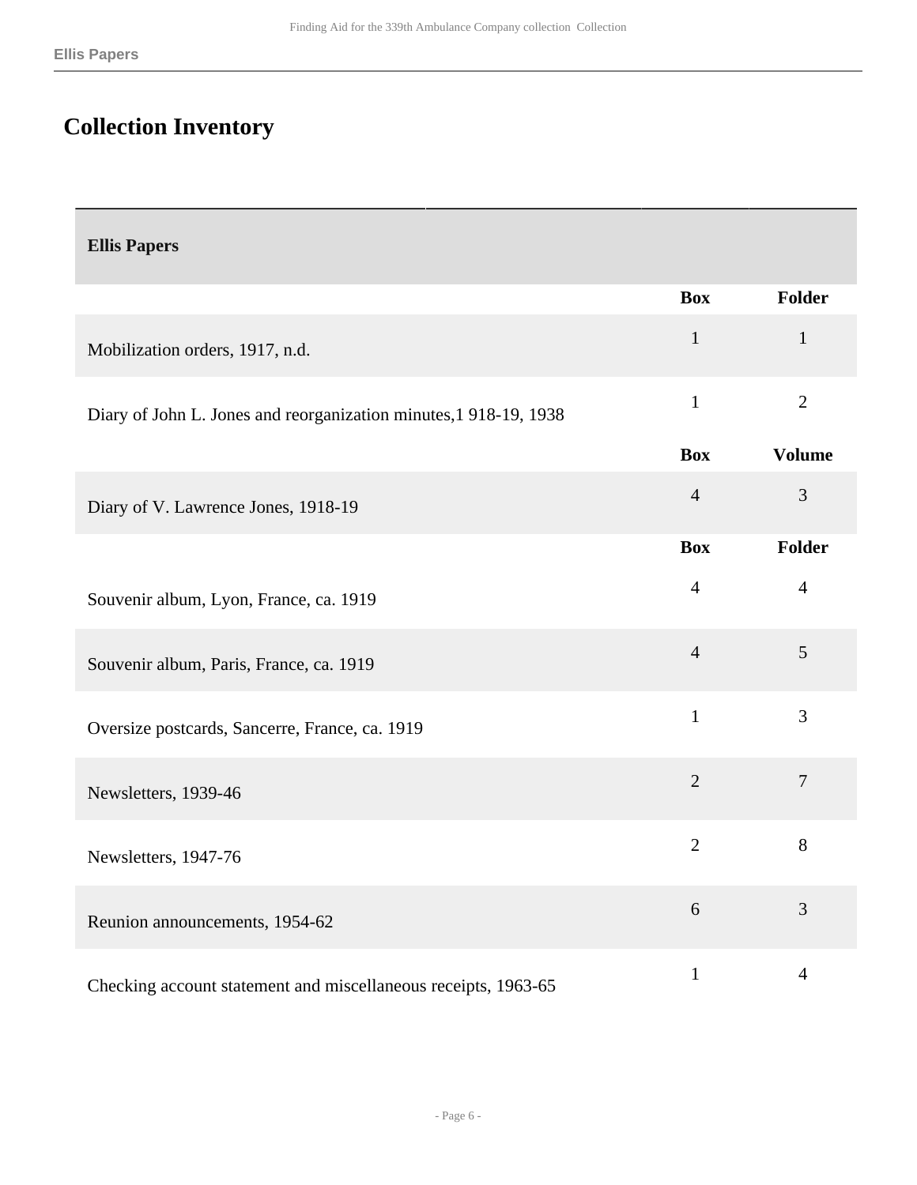## Collection Inventory

| Ellis Papers | | |
|---|---|---|
| | **Box** | **Folder** |
| Mobilization orders, 1917, n.d. | 1 | 1 |
| Diary of John L. Jones and reorganization minutes,1 918-19, 1938 | 1 | 2 |
| | **Box** | **Volume** |
| Diary of V. Lawrence Jones, 1918-19 | 4 | 3 |
| | **Box** | **Folder** |
| Souvenir album, Lyon, France, ca. 1919 | 4 | 4 |
| Souvenir album, Paris, France, ca. 1919 | 4 | 5 |
| Oversize postcards, Sancerre, France, ca. 1919 | 1 | 3 |
| Newsletters, 1939-46 | 2 | 7 |
| Newsletters, 1947-76 | 2 | 8 |
| Reunion announcements, 1954-62 | 6 | 3 |
| Checking account statement and miscellaneous receipts, 1963-65 | 1 | 4 |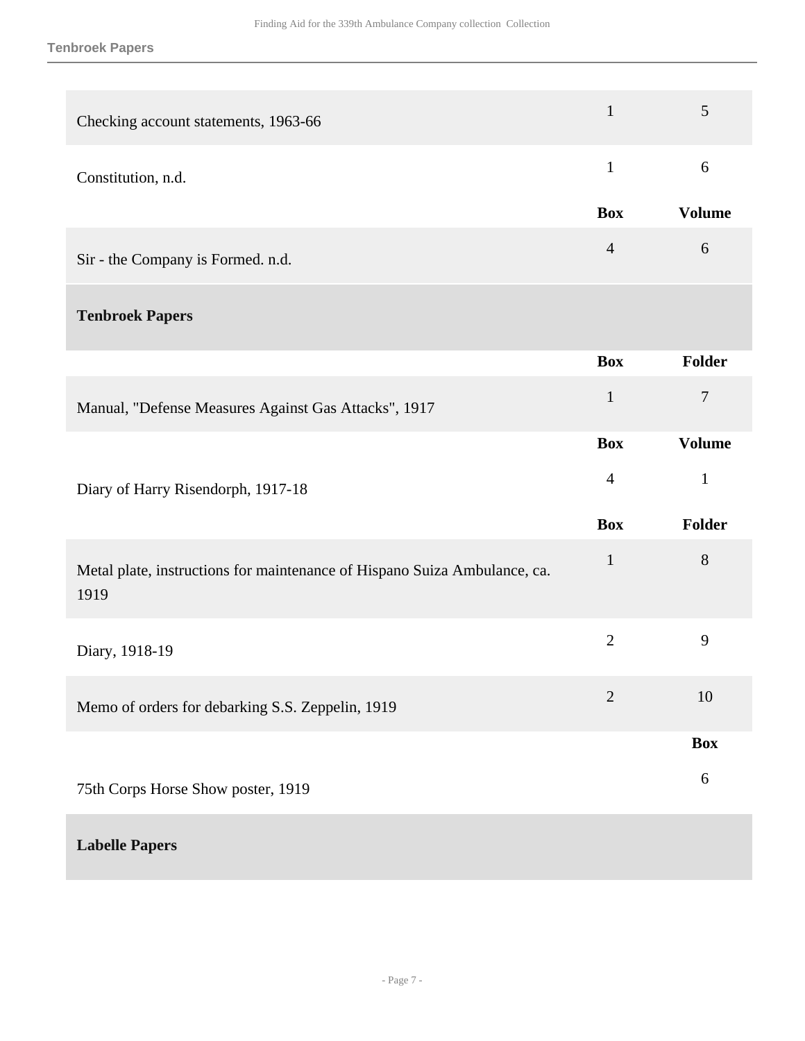| | Box | Folder |
|---|---|---|
| Checking account statements, 1963-66 | 1 | 5 |
| Constitution, n.d. | 1 | 6 |

| | Box | Volume |
|---|---|---|
| Sir - the Company is Formed. n.d. | 4 | 6 |

## Tenbroek Papers

| | Box | Folder |
|---|---|---|
| Manual, "Defense Measures Against Gas Attacks", 1917 | 1 | 7 |

| | Box | Volume |
|---|---|---|
| Diary of Harry Risendorph, 1917-18 | 4 | 1 |

| | Box | Folder |
|---|---|---|
| Metal plate, instructions for maintenance of Hispano Suiza Ambulance, ca. 1919 | 1 | 8 |
| Diary, 1918-19 | 2 | 9 |
| Memo of orders for debarking S.S. Zeppelin, 1919 | 2 | 10 |

| | Box |
|---|---|
| 75th Corps Horse Show poster, 1919 | 6 |

## Labelle Papers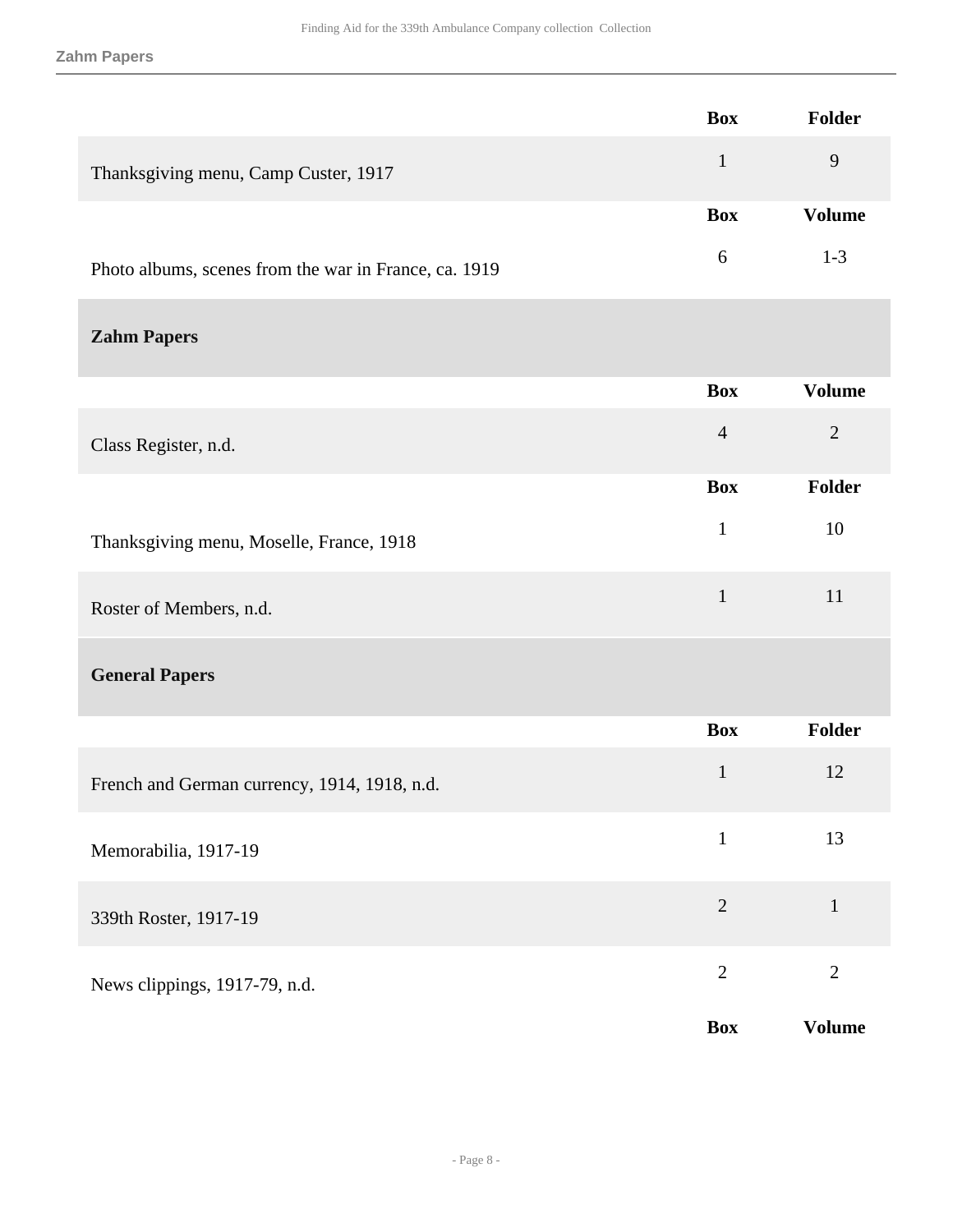| | Box | Folder |
|---|---|---|
| Thanksgiving menu, Camp Custer, 1917 | 1 | 9 |

| | Box | Volume |
|---|---|---|
| Photo albums, scenes from the war in France, ca. 1919 | 6 | 1-3 |

## Zahm Papers

| | Box | Volume |
|---|---|---|
| Class Register, n.d. | 4 | 2 |

| | Box | Folder |
|---|---|---|
| Thanksgiving menu, Moselle, France, 1918 | 1 | 10 |
| Roster of Members, n.d. | 1 | 11 |

## General Papers

| | Box | Folder |
|---|---|---|
| French and German currency, 1914, 1918, n.d. | 1 | 12 |
| Memorabilia, 1917-19 | 1 | 13 |
| 339th Roster, 1917-19 | 2 | 1 |
| News clippings, 1917-79, n.d. | 2 | 2 |

| | Box | Volume |
|---|---|---|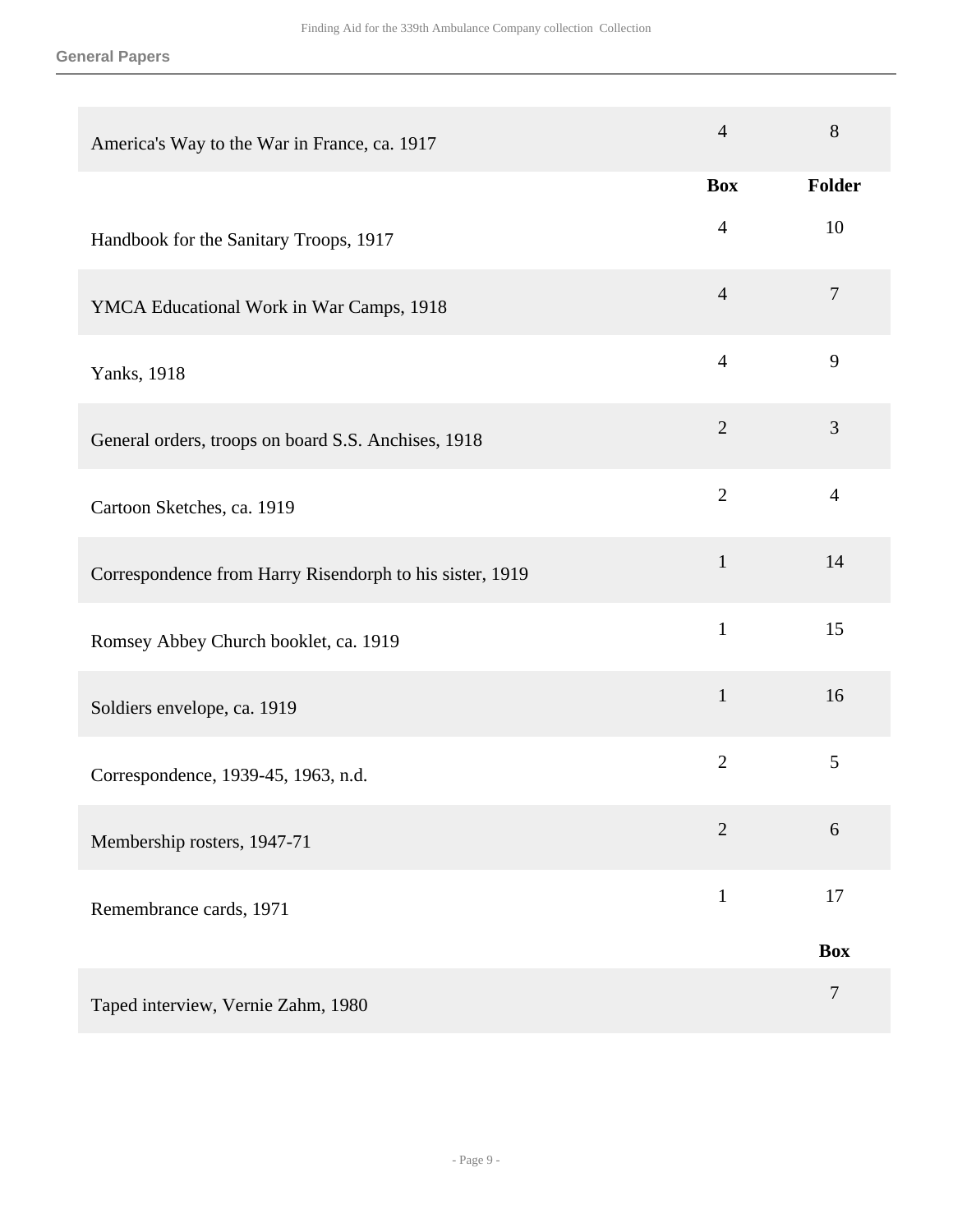**General Papers**

| | Box | Folder |
|---|---|---|
| America's Way to the War in France, ca. 1917 | 4 | 8 |
| Handbook for the Sanitary Troops, 1917 | 4 | 10 |
| YMCA Educational Work in War Camps, 1918 | 4 | 7 |
| Yanks, 1918 | 4 | 9 |
| General orders, troops on board S.S. Anchises, 1918 | 2 | 3 |
| Cartoon Sketches, ca. 1919 | 2 | 4 |
| Correspondence from Harry Risendorph to his sister, 1919 | 1 | 14 |
| Romsey Abbey Church booklet, ca. 1919 | 1 | 15 |
| Soldiers envelope, ca. 1919 | 1 | 16 |
| Correspondence, 1939-45, 1963, n.d. | 2 | 5 |
| Membership rosters, 1947-71 | 2 | 6 |
| Remembrance cards, 1971 | 1 | 17 |

| | Box |
|---|---|
| Taped interview, Vernie Zahm, 1980 | 7 |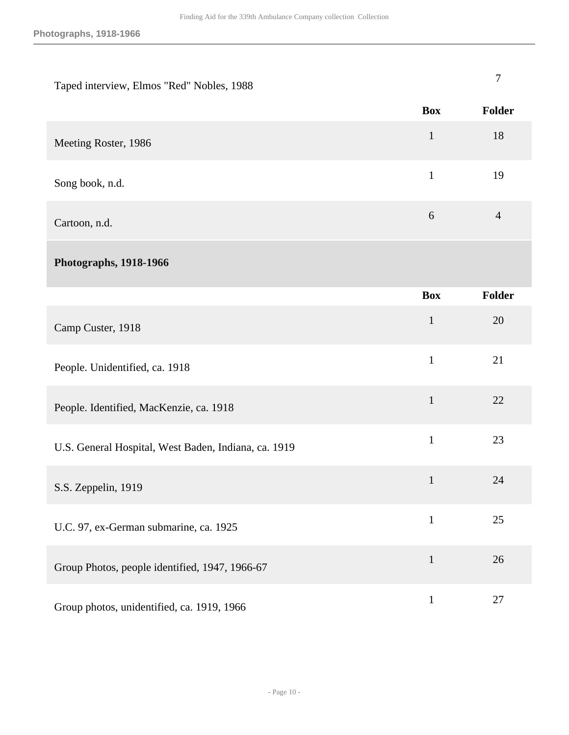| | | |
|---|---|---|
| Taped interview, Elmos "Red" Nobles, 1988 | | 7 |

| | Box | Folder |
|---|---|---|
| Meeting Roster, 1986 | 1 | 18 |
| Song book, n.d. | 1 | 19 |
| Cartoon, n.d. | 6 | 4 |

## Photographs, 1918-1966

| | Box | Folder |
|---|---|---|
| Camp Custer, 1918 | 1 | 20 |
| People. Unidentified, ca. 1918 | 1 | 21 |
| People. Identified, MacKenzie, ca. 1918 | 1 | 22 |
| U.S. General Hospital, West Baden, Indiana, ca. 1919 | 1 | 23 |
| S.S. Zeppelin, 1919 | 1 | 24 |
| U.C. 97, ex-German submarine, ca. 1925 | 1 | 25 |
| Group Photos, people identified, 1947, 1966-67 | 1 | 26 |
| Group photos, unidentified, ca. 1919, 1966 | 1 | 27 |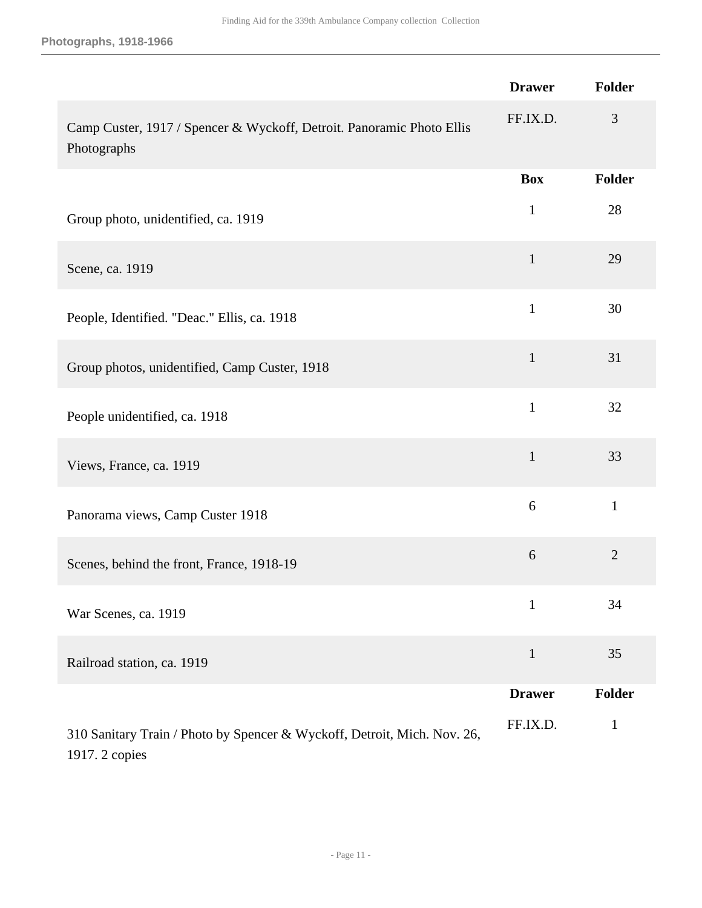Photographs, 1918-1966

| | Drawer | Folder |
|---|---|---|
| Camp Custer, 1917 / Spencer & Wyckoff, Detroit. Panoramic Photo Ellis Photographs | FF.IX.D. | 3 |
| | **Box** | **Folder** |
| Group photo, unidentified, ca. 1919 | 1 | 28 |
| Scene, ca. 1919 | 1 | 29 |
| People, Identified. "Deac." Ellis, ca. 1918 | 1 | 30 |
| Group photos, unidentified, Camp Custer, 1918 | 1 | 31 |
| People unidentified, ca. 1918 | 1 | 32 |
| Views, France, ca. 1919 | 1 | 33 |
| Panorama views, Camp Custer 1918 | 6 | 1 |
| Scenes, behind the front, France, 1918-19 | 6 | 2 |
| War Scenes, ca. 1919 | 1 | 34 |
| Railroad station, ca. 1919 | 1 | 35 |
| | **Drawer** | **Folder** |
| 310 Sanitary Train / Photo by Spencer & Wyckoff, Detroit, Mich. Nov. 26, 1917. 2 copies | FF.IX.D. | 1 |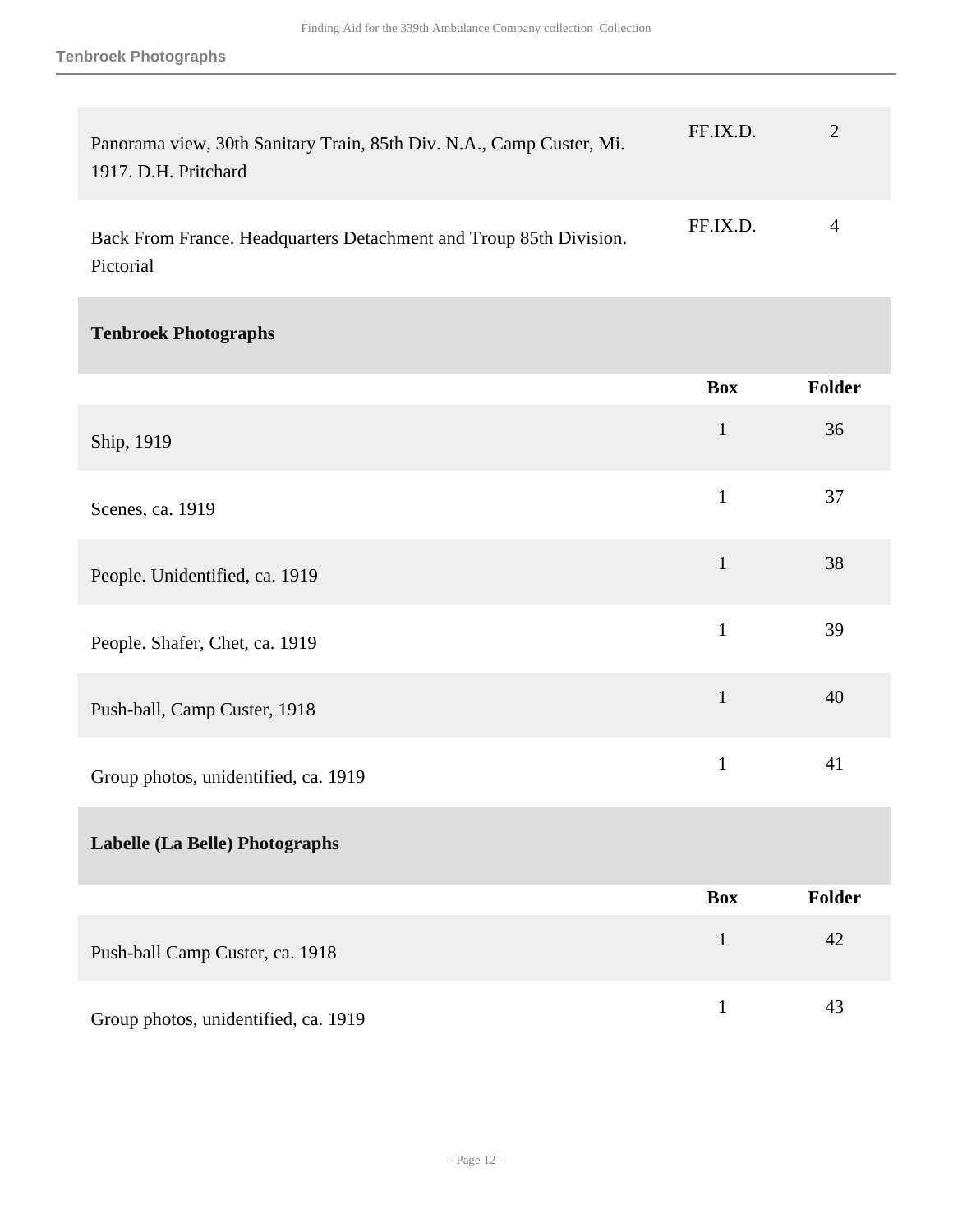| | | |
|---|---|---|
| Panorama view, 30th Sanitary Train, 85th Div. N.A., Camp Custer, Mi. 1917. D.H. Pritchard | FF.IX.D. | 2 |
| Back From France. Headquarters Detachment and Troup 85th Division. Pictorial | FF.IX.D. | 4 |

### Tenbroek Photographs

| | Box | Folder |
|---|---|---|
| Ship, 1919 | 1 | 36 |
| Scenes, ca. 1919 | 1 | 37 |
| People. Unidentified, ca. 1919 | 1 | 38 |
| People. Shafer, Chet, ca. 1919 | 1 | 39 |
| Push-ball, Camp Custer, 1918 | 1 | 40 |
| Group photos, unidentified, ca. 1919 | 1 | 41 |

### Labelle (La Belle) Photographs

| | Box | Folder |
|---|---|---|
| Push-ball Camp Custer, ca. 1918 | 1 | 42 |
| Group photos, unidentified, ca. 1919 | 1 | 43 |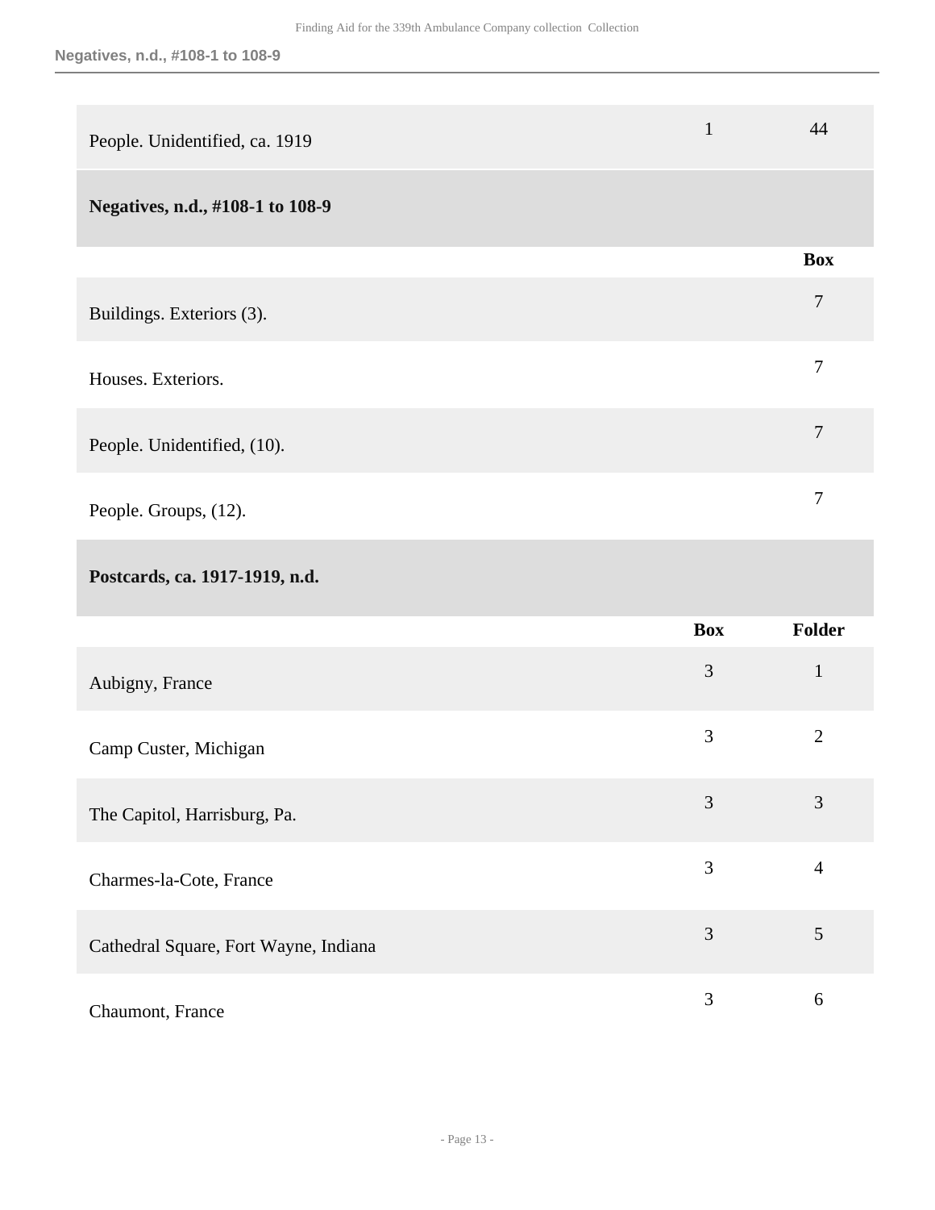| | Box | Folder |
|---|---|---|
| People. Unidentified, ca. 1919 | 1 | 44 |

**Negatives, n.d., #108-1 to 108-9**

| | Box |
|---|---|
| Buildings. Exteriors (3). | 7 |
| Houses. Exteriors. | 7 |
| People. Unidentified, (10). | 7 |
| People. Groups, (12). | 7 |

**Postcards, ca. 1917-1919, n.d.**

| | Box | Folder |
|---|---|---|
| Aubigny, France | 3 | 1 |
| Camp Custer, Michigan | 3 | 2 |
| The Capitol, Harrisburg, Pa. | 3 | 3 |
| Charmes-la-Cote, France | 3 | 4 |
| Cathedral Square, Fort Wayne, Indiana | 3 | 5 |
| Chaumont, France | 3 | 6 |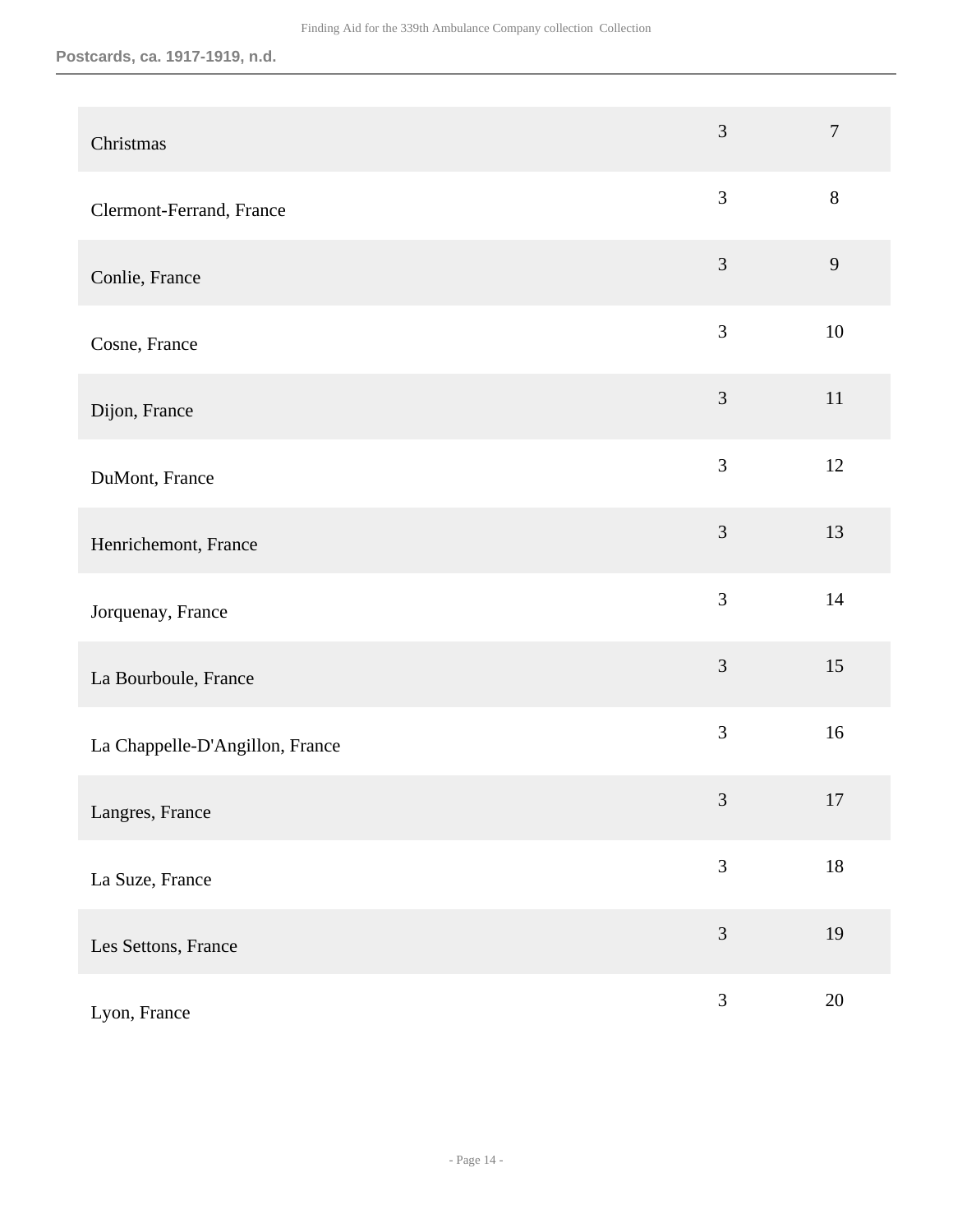| | | |
|---|---|---|
| Christmas | 3 | 7 |
| Clermont-Ferrand, France | 3 | 8 |
| Conlie, France | 3 | 9 |
| Cosne, France | 3 | 10 |
| Dijon, France | 3 | 11 |
| DuMont, France | 3 | 12 |
| Henrichemont, France | 3 | 13 |
| Jorquenay, France | 3 | 14 |
| La Bourboule, France | 3 | 15 |
| La Chappelle-D'Angillon, France | 3 | 16 |
| Langres, France | 3 | 17 |
| La Suze, France | 3 | 18 |
| Les Settons, France | 3 | 19 |
| Lyon, France | 3 | 20 |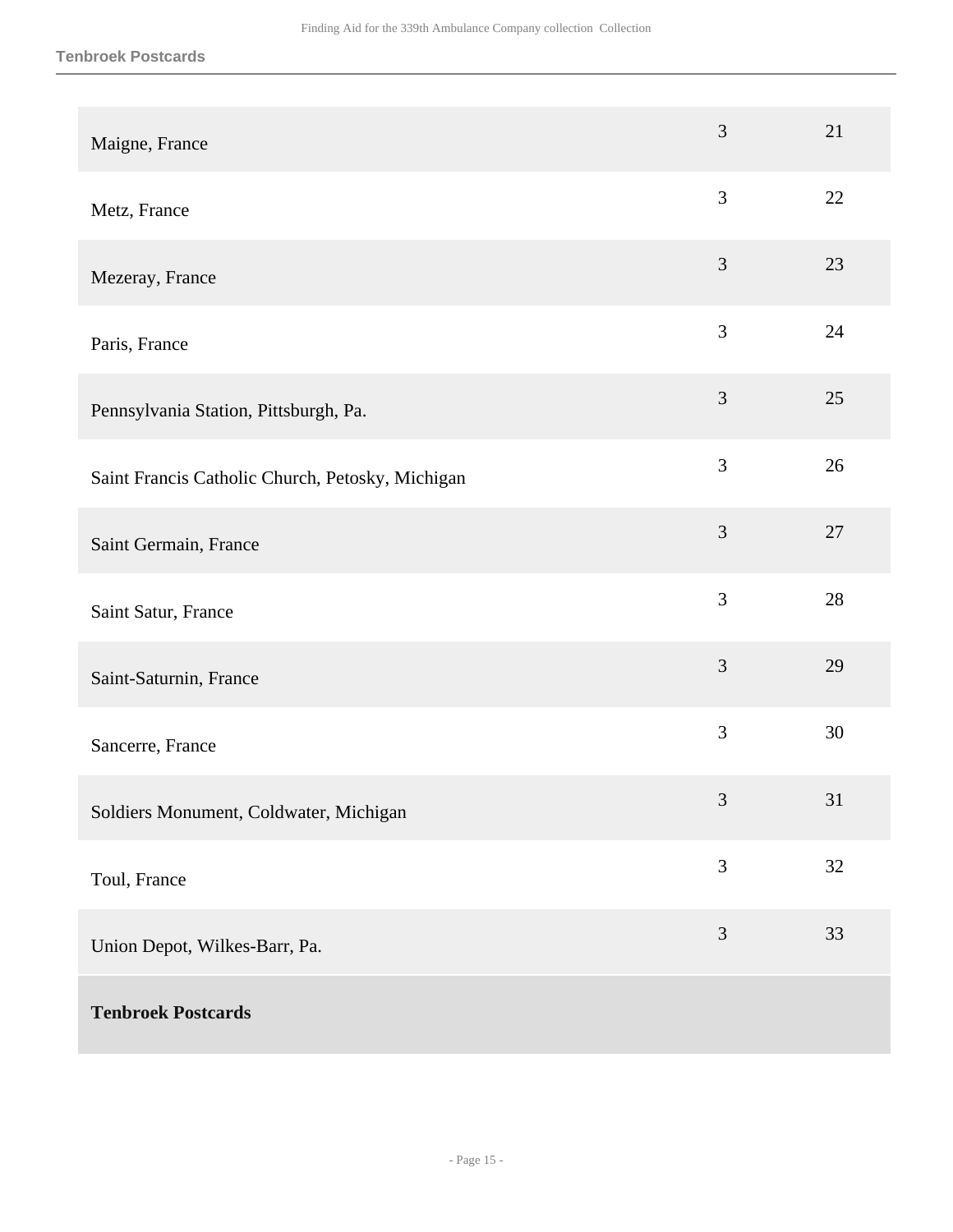| | | |
|---|---|---|
| Maigne, France | 3 | 21 |
| Metz, France | 3 | 22 |
| Mezeray, France | 3 | 23 |
| Paris, France | 3 | 24 |
| Pennsylvania Station, Pittsburgh, Pa. | 3 | 25 |
| Saint Francis Catholic Church, Petosky, Michigan | 3 | 26 |
| Saint Germain, France | 3 | 27 |
| Saint Satur, France | 3 | 28 |
| Saint-Saturnin, France | 3 | 29 |
| Sancerre, France | 3 | 30 |
| Soldiers Monument, Coldwater, Michigan | 3 | 31 |
| Toul, France | 3 | 32 |
| Union Depot, Wilkes-Barr, Pa. | 3 | 33 |

**Tenbroek Postcards**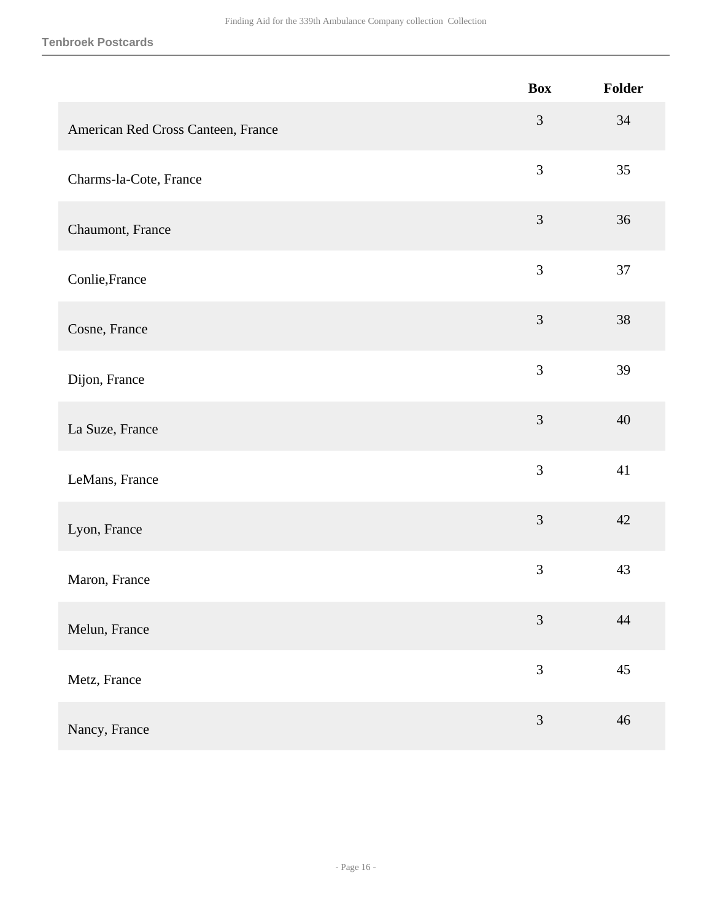### Tenbroek Postcards

| | Box | Folder |
|---|---|---|
| American Red Cross Canteen, France | 3 | 34 |
| Charms-la-Cote, France | 3 | 35 |
| Chaumont, France | 3 | 36 |
| Conlie,France | 3 | 37 |
| Cosne, France | 3 | 38 |
| Dijon, France | 3 | 39 |
| La Suze, France | 3 | 40 |
| LeMans, France | 3 | 41 |
| Lyon, France | 3 | 42 |
| Maron, France | 3 | 43 |
| Melun, France | 3 | 44 |
| Metz, France | 3 | 45 |
| Nancy, France | 3 | 46 |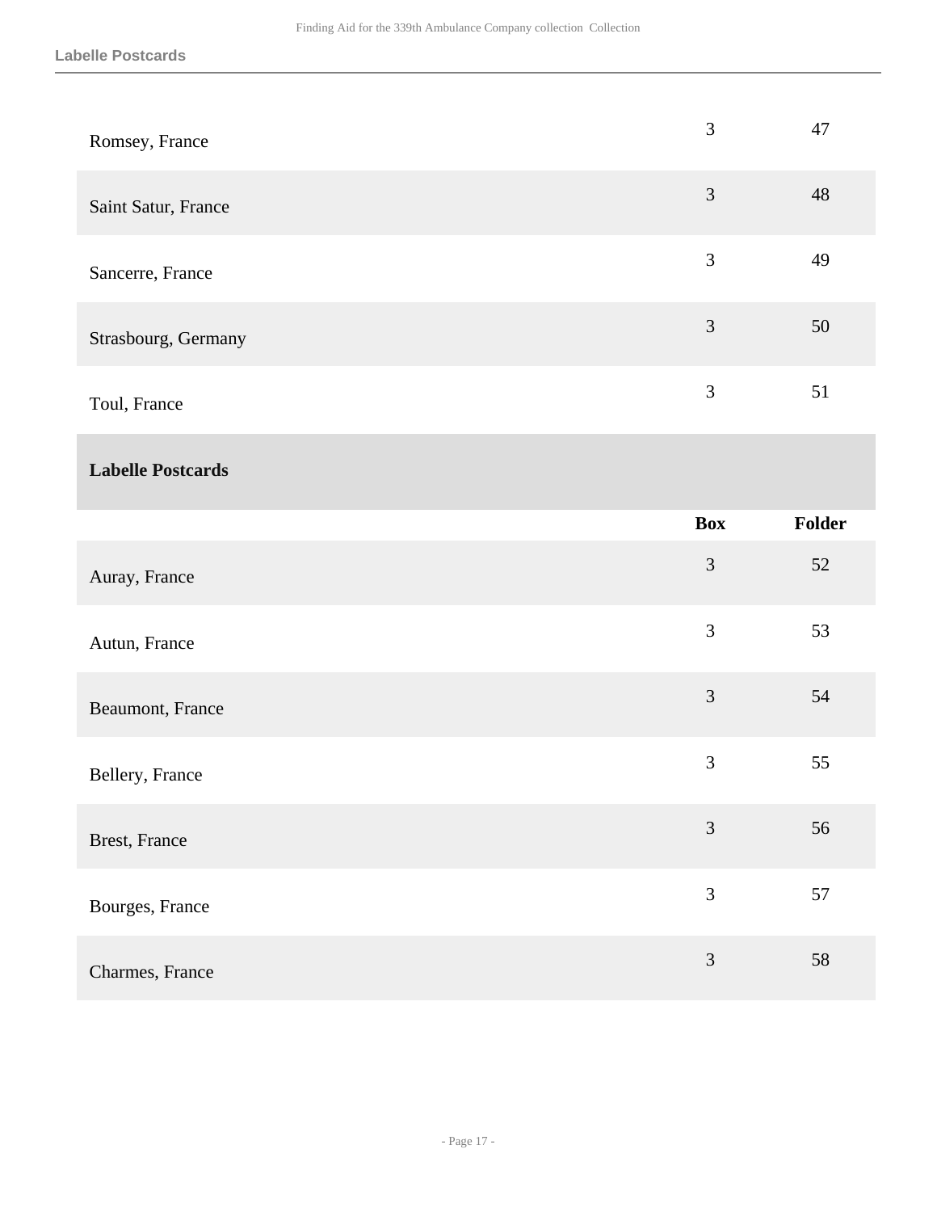| | Box | Folder |
|---|---|---|
| Romsey, France | 3 | 47 |
| Saint Satur, France | 3 | 48 |
| Sancerre, France | 3 | 49 |
| Strasbourg, Germany | 3 | 50 |
| Toul, France | 3 | 51 |

### Labelle Postcards

| | Box | Folder |
|---|---|---|
| Auray, France | 3 | 52 |
| Autun, France | 3 | 53 |
| Beaumont, France | 3 | 54 |
| Bellery, France | 3 | 55 |
| Brest, France | 3 | 56 |
| Bourges, France | 3 | 57 |
| Charmes, France | 3 | 58 |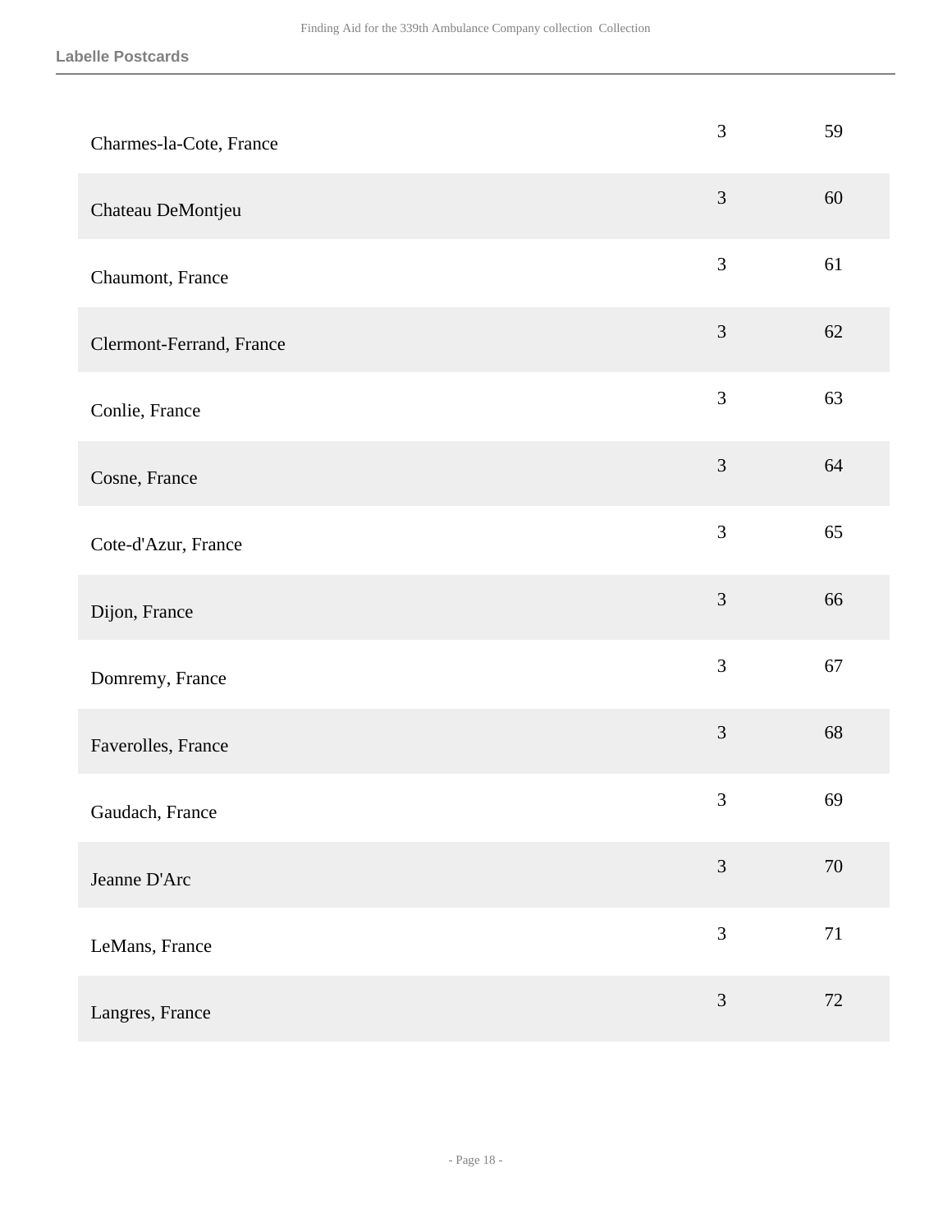### Labelle Postcards

| | | |
|---|---|---|
| Charmes-la-Cote, France | 3 | 59 |
| Chateau DeMontjeu | 3 | 60 |
| Chaumont, France | 3 | 61 |
| Clermont-Ferrand, France | 3 | 62 |
| Conlie, France | 3 | 63 |
| Cosne, France | 3 | 64 |
| Cote-d'Azur, France | 3 | 65 |
| Dijon, France | 3 | 66 |
| Domremy, France | 3 | 67 |
| Faverolles, France | 3 | 68 |
| Gaudach, France | 3 | 69 |
| Jeanne D'Arc | 3 | 70 |
| LeMans, France | 3 | 71 |
| Langres, France | 3 | 72 |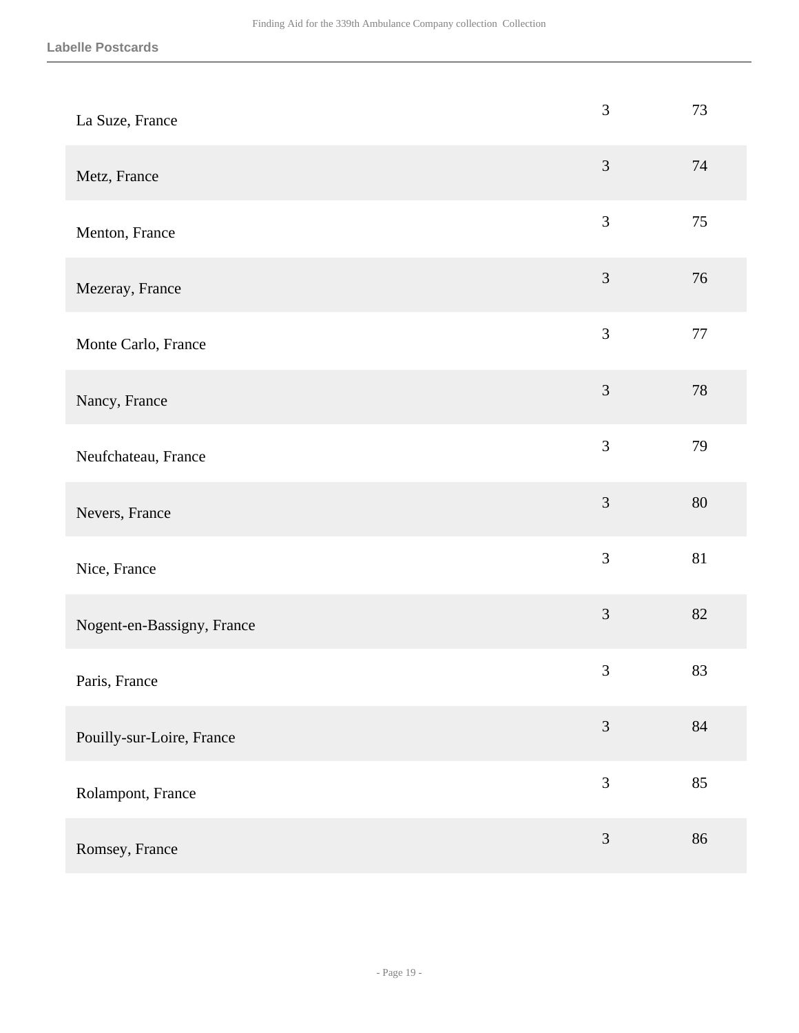**Labelle Postcards**

| | | |
|---|---|---|
| La Suze, France | 3 | 73 |
| Metz, France | 3 | 74 |
| Menton, France | 3 | 75 |
| Mezeray, France | 3 | 76 |
| Monte Carlo, France | 3 | 77 |
| Nancy, France | 3 | 78 |
| Neufchateau, France | 3 | 79 |
| Nevers, France | 3 | 80 |
| Nice, France | 3 | 81 |
| Nogent-en-Bassigny, France | 3 | 82 |
| Paris, France | 3 | 83 |
| Pouilly-sur-Loire, France | 3 | 84 |
| Rolampont, France | 3 | 85 |
| Romsey, France | 3 | 86 |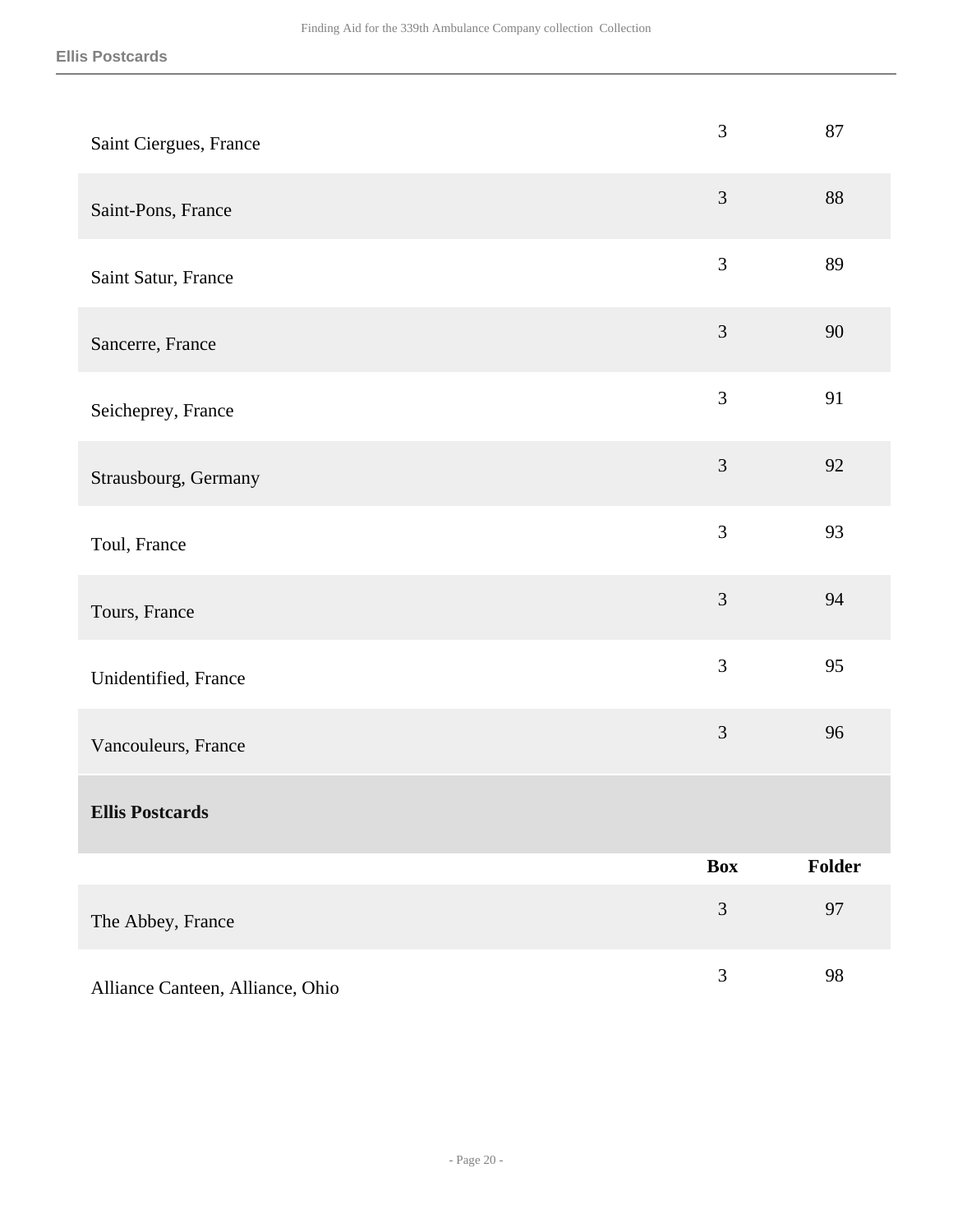| | Box | Folder |
|---|---|---|
| Saint Ciergues, France | 3 | 87 |
| Saint-Pons, France | 3 | 88 |
| Saint Satur, France | 3 | 89 |
| Sancerre, France | 3 | 90 |
| Seicheprey, France | 3 | 91 |
| Strausbourg, Germany | 3 | 92 |
| Toul, France | 3 | 93 |
| Tours, France | 3 | 94 |
| Unidentified, France | 3 | 95 |
| Vancouleurs, France | 3 | 96 |

**Ellis Postcards**

| | Box | Folder |
|---|---|---|
| The Abbey, France | 3 | 97 |
| Alliance Canteen, Alliance, Ohio | 3 | 98 |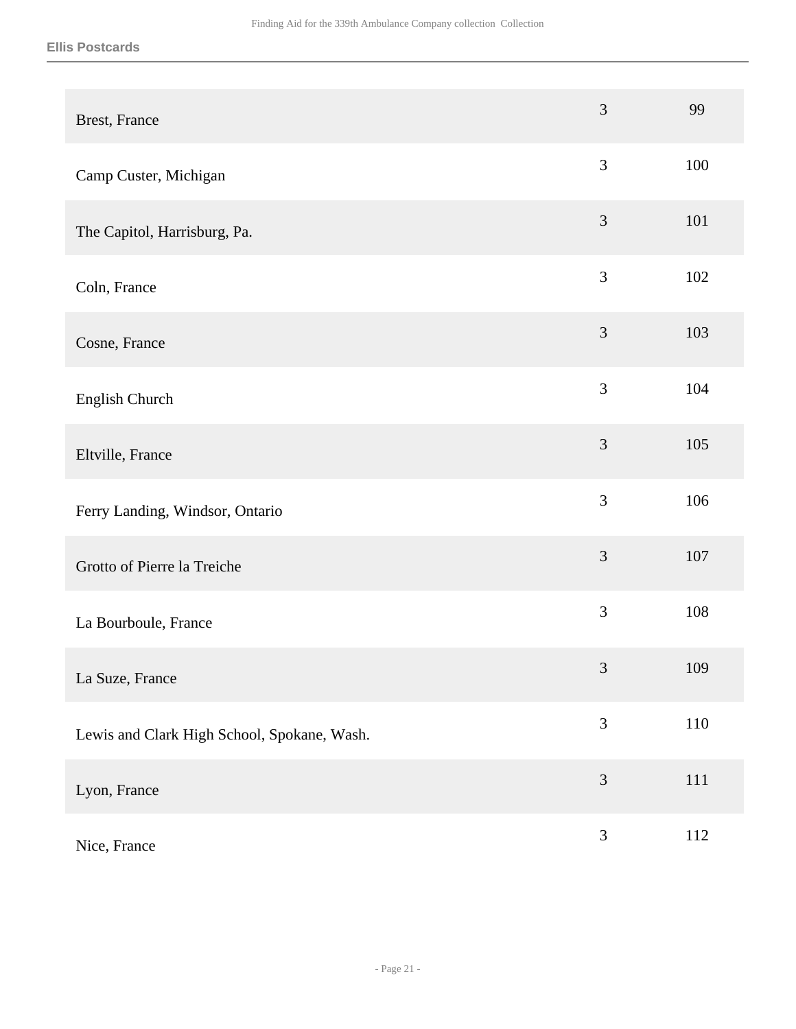| | | |
|---|---|---|
| Brest, France | 3 | 99 |
| Camp Custer, Michigan | 3 | 100 |
| The Capitol, Harrisburg, Pa. | 3 | 101 |
| Coln, France | 3 | 102 |
| Cosne, France | 3 | 103 |
| English Church | 3 | 104 |
| Eltville, France | 3 | 105 |
| Ferry Landing, Windsor, Ontario | 3 | 106 |
| Grotto of Pierre la Treiche | 3 | 107 |
| La Bourboule, France | 3 | 108 |
| La Suze, France | 3 | 109 |
| Lewis and Clark High School, Spokane, Wash. | 3 | 110 |
| Lyon, France | 3 | 111 |
| Nice, France | 3 | 112 |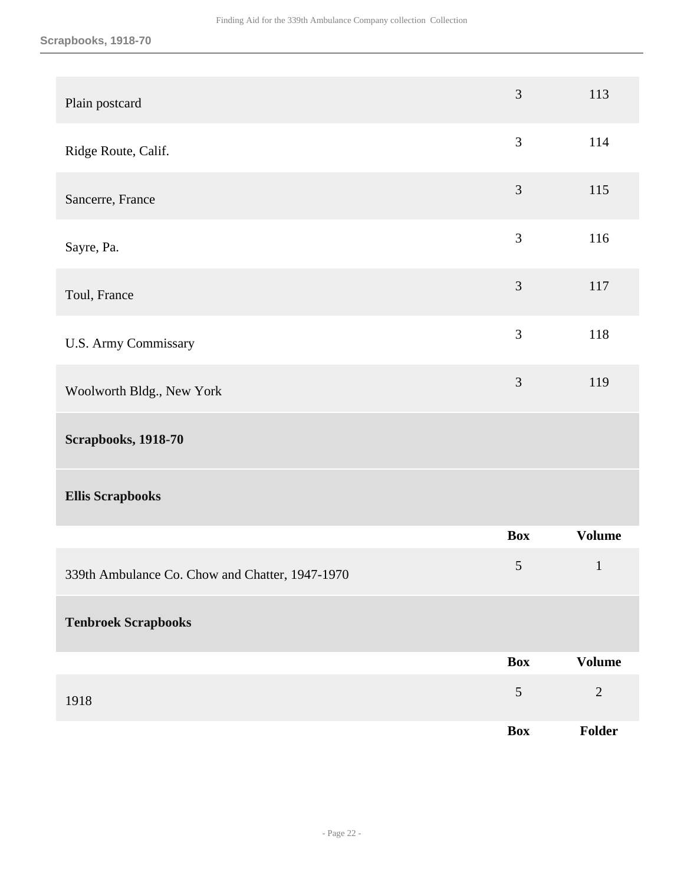| | | |
|---|---|---|
| Plain postcard | 3 | 113 |
| Ridge Route, Calif. | 3 | 114 |
| Sancerre, France | 3 | 115 |
| Sayre, Pa. | 3 | 116 |
| Toul, France | 3 | 117 |
| U.S. Army Commissary | 3 | 118 |
| Woolworth Bldg., New York | 3 | 119 |

## Scrapbooks, 1918-70

### Ellis Scrapbooks

| | Box | Volume |
|---|---|---|
| 339th Ambulance Co. Chow and Chatter, 1947-1970 | 5 | 1 |

### Tenbroek Scrapbooks

| | Box | Volume |
|---|---|---|
| 1918 | 5 | 2 |

| | Box | Folder |
|---|---|---|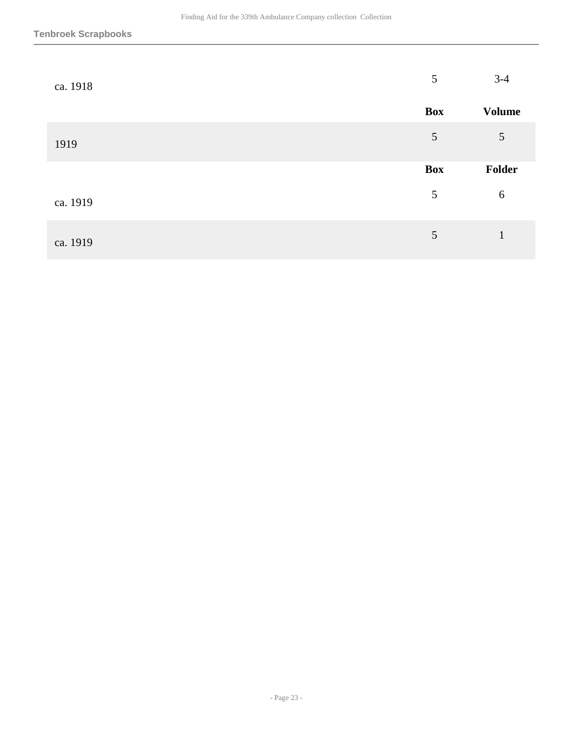| | | |
|---|---|---|
| ca. 1918 | 5 | 3-4 |
| | **Box** | **Volume** |
| 1919 | 5 | 5 |
| | **Box** | **Folder** |
| ca. 1919 | 5 | 6 |
| ca. 1919 | 5 | 1 |